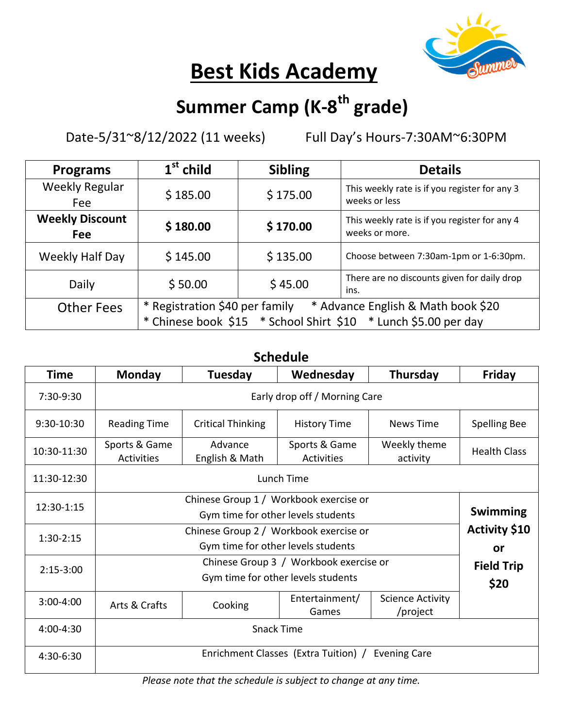# Best Kids Academy

## Summer Camp (K-8th grade)

Date-5/31~8/12/2022 (11 weeks)      Full Day's Hours-7:30AM~6:30PM

| Programs | 1st child | Sibling | Details |
|---|---|---|---|
| Weekly Regular Fee | $ 185.00 | $ 175.00 | This weekly rate is if you register for any 3 weeks or less |
| **Weekly Discount Fee** | **$ 180.00** | **$ 170.00** | This weekly rate is if you register for any 4 weeks or more. |
| Weekly Half Day | $ 145.00 | $ 135.00 | Choose between 7:30am-1pm or 1-6:30pm. |
| Daily | $ 50.00 | $ 45.00 | There are no discounts given for daily drop ins. |
| Other Fees | * Registration $40 per family   * Advance English & Math book $20   * Chinese book $15   * School Shirt $10   * Lunch $5.00 per day | | |

### Schedule

| Time | Monday | Tuesday | Wednesday | Thursday | Friday |
|---|---|---|---|---|---|
| 7:30-9:30 | Early drop off / Morning Care | | | | |
| 9:30-10:30 | Reading Time | Critical Thinking | History Time | News Time | Spelling Bee |
| 10:30-11:30 | Sports & Game Activities | Advance English & Math | Sports & Game Activities | Weekly theme activity | Health Class |
| 11:30-12:30 | Lunch Time | | | | |
| 12:30-1:15 | Chinese Group 1 / Workbook exercise or Gym time for other levels students | | | | **Swimming Activity $10 or Field Trip $20** |
| 1:30-2:15 | Chinese Group 2 / Workbook exercise or Gym time for other levels students | | | | |
| 2:15-3:00 | Chinese Group 3 / Workbook exercise or Gym time for other levels students | | | | |
| 3:00-4:00 | Arts & Crafts | Cooking | Entertainment/ Games | Science Activity /project | |
| 4:00-4:30 | Snack Time | | | | |
| 4:30-6:30 | Enrichment Classes (Extra Tuition) / Evening Care | | | | |

*Please note that the schedule is subject to change at any time.*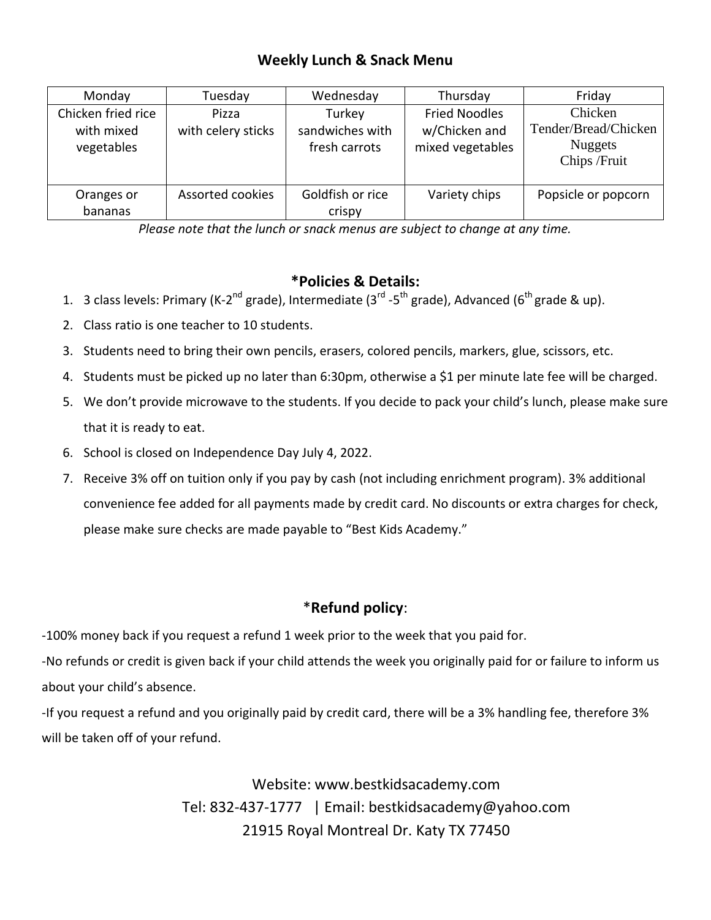## Weekly Lunch & Snack Menu

| Monday | Tuesday | Wednesday | Thursday | Friday |
|---|---|---|---|---|
| Chicken fried rice with mixed vegetables | Pizza with celery sticks | Turkey sandwiches with fresh carrots | Fried Noodles w/Chicken and mixed vegetables | Chicken Tender/Bread/Chicken Nuggets Chips /Fruit |
| Oranges or bananas | Assorted cookies | Goldfish or rice crispy | Variety chips | Popsicle or popcorn |

*Please note that the lunch or snack menus are subject to change at any time.*

## *Policies & Details:

1. 3 class levels: Primary (K-2nd grade), Intermediate (3rd -5th grade), Advanced (6th grade & up).
2. Class ratio is one teacher to 10 students.
3. Students need to bring their own pencils, erasers, colored pencils, markers, glue, scissors, etc.
4. Students must be picked up no later than 6:30pm, otherwise a $1 per minute late fee will be charged.
5. We don't provide microwave to the students. If you decide to pack your child's lunch, please make sure that it is ready to eat.
6. School is closed on Independence Day July 4, 2022.
7. Receive 3% off on tuition only if you pay by cash (not including enrichment program). 3% additional convenience fee added for all payments made by credit card. No discounts or extra charges for check, please make sure checks are made payable to "Best Kids Academy."

## *Refund policy:

-100% money back if you request a refund 1 week prior to the week that you paid for.

-No refunds or credit is given back if your child attends the week you originally paid for or failure to inform us about your child's absence.

-If you request a refund and you originally paid by credit card, there will be a 3% handling fee, therefore 3% will be taken off of your refund.

Website: www.bestkidsacademy.com

Tel: 832-437-1777 | Email: bestkidsacademy@yahoo.com

21915 Royal Montreal Dr. Katy TX 77450